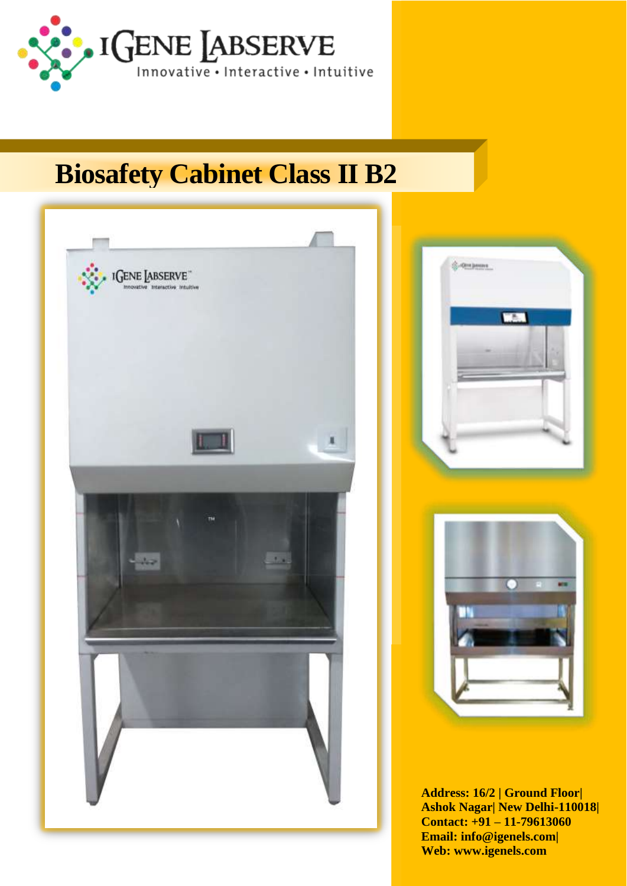IGENE LABSERVE

Innovative • Interactive • Intuitive

# Biosafety Cabinet Class II B2

**Address: 16/2 | Ground Floor| Ashok Nagar| New Delhi-110018|**
**Contact: +91 – 11-79613060**
**Email: info@igenels.com|**
**Web: www.igenels.com**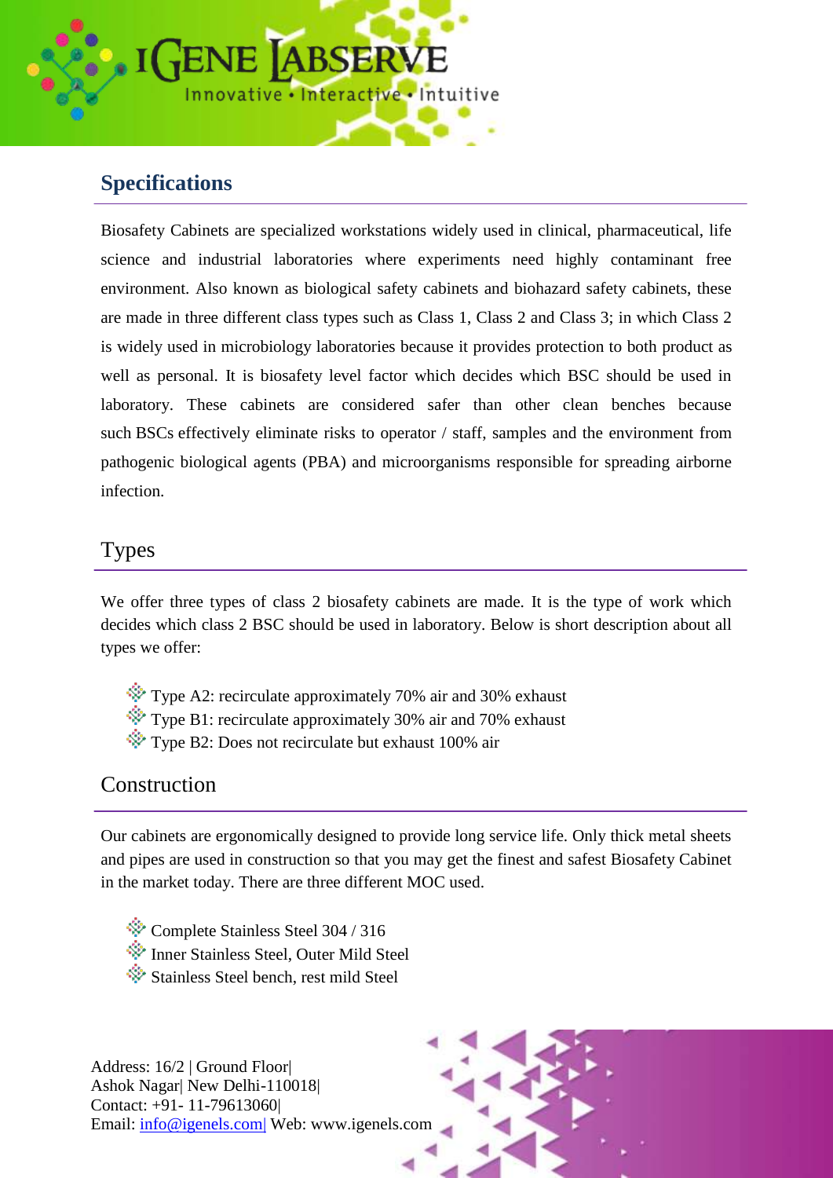## Specifications

Biosafety Cabinets are specialized workstations widely used in clinical, pharmaceutical, life science and industrial laboratories where experiments need highly contaminant free environment. Also known as biological safety cabinets and biohazard safety cabinets, these are made in three different class types such as Class 1, Class 2 and Class 3; in which Class 2 is widely used in microbiology laboratories because it provides protection to both product as well as personal. It is biosafety level factor which decides which BSC should be used in laboratory. These cabinets are considered safer than other clean benches because such BSCs effectively eliminate risks to operator / staff, samples and the environment from pathogenic biological agents (PBA) and microorganisms responsible for spreading airborne infection.

## Types

We offer three types of class 2 biosafety cabinets are made. It is the type of work which decides which class 2 BSC should be used in laboratory. Below is short description about all types we offer:

- Type A2: recirculate approximately 70% air and 30% exhaust
- Type B1: recirculate approximately 30% air and 70% exhaust
- Type B2: Does not recirculate but exhaust 100% air

## Construction

Our cabinets are ergonomically designed to provide long service life. Only thick metal sheets and pipes are used in construction so that you may get the finest and safest Biosafety Cabinet in the market today. There are three different MOC used.

- Complete Stainless Steel 304 / 316
- Inner Stainless Steel, Outer Mild Steel
- Stainless Steel bench, rest mild Steel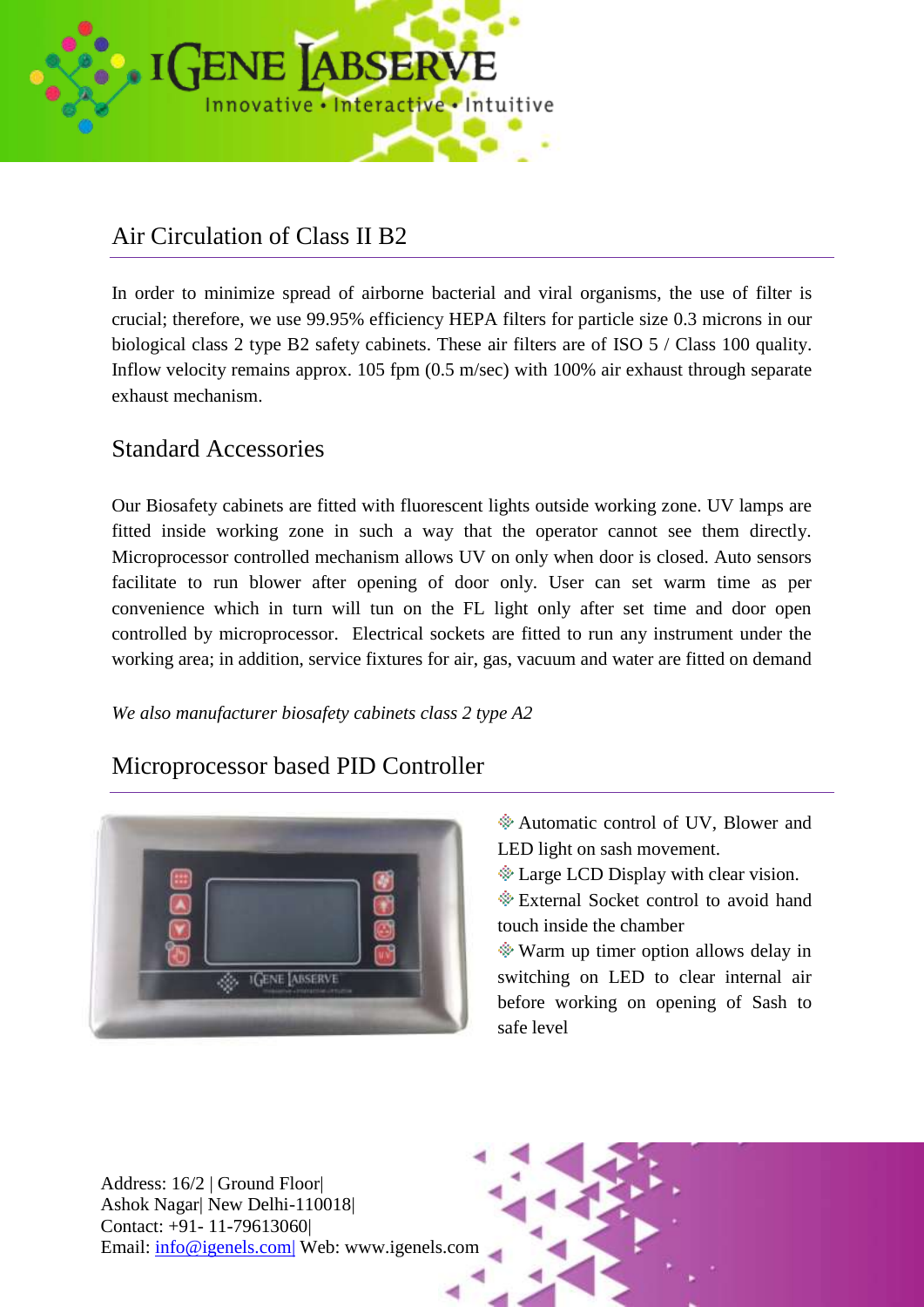## Air Circulation of Class II B2

In order to minimize spread of airborne bacterial and viral organisms, the use of filter is crucial; therefore, we use 99.95% efficiency HEPA filters for particle size 0.3 microns in our biological class 2 type B2 safety cabinets. These air filters are of ISO 5 / Class 100 quality. Inflow velocity remains approx. 105 fpm (0.5 m/sec) with 100% air exhaust through separate exhaust mechanism.

## Standard Accessories

Our Biosafety cabinets are fitted with fluorescent lights outside working zone. UV lamps are fitted inside working zone in such a way that the operator cannot see them directly. Microprocessor controlled mechanism allows UV on only when door is closed. Auto sensors facilitate to run blower after opening of door only. User can set warm time as per convenience which in turn will tun on the FL light only after set time and door open controlled by microprocessor. Electrical sockets are fitted to run any instrument under the working area; in addition, service fixtures for air, gas, vacuum and water are fitted on demand

*We also manufacturer biosafety cabinets class 2 type A2*

## Microprocessor based PID Controller

- Automatic control of UV, Blower and LED light on sash movement.
- Large LCD Display with clear vision.
- External Socket control to avoid hand touch inside the chamber
- Warm up timer option allows delay in switching on LED to clear internal air before working on opening of Sash to safe level

Address: 16/2 | Ground Floor|
Ashok Nagar| New Delhi-110018|
Contact: +91- 11-79613060|
Email: info@igenels.com| Web: www.igenels.com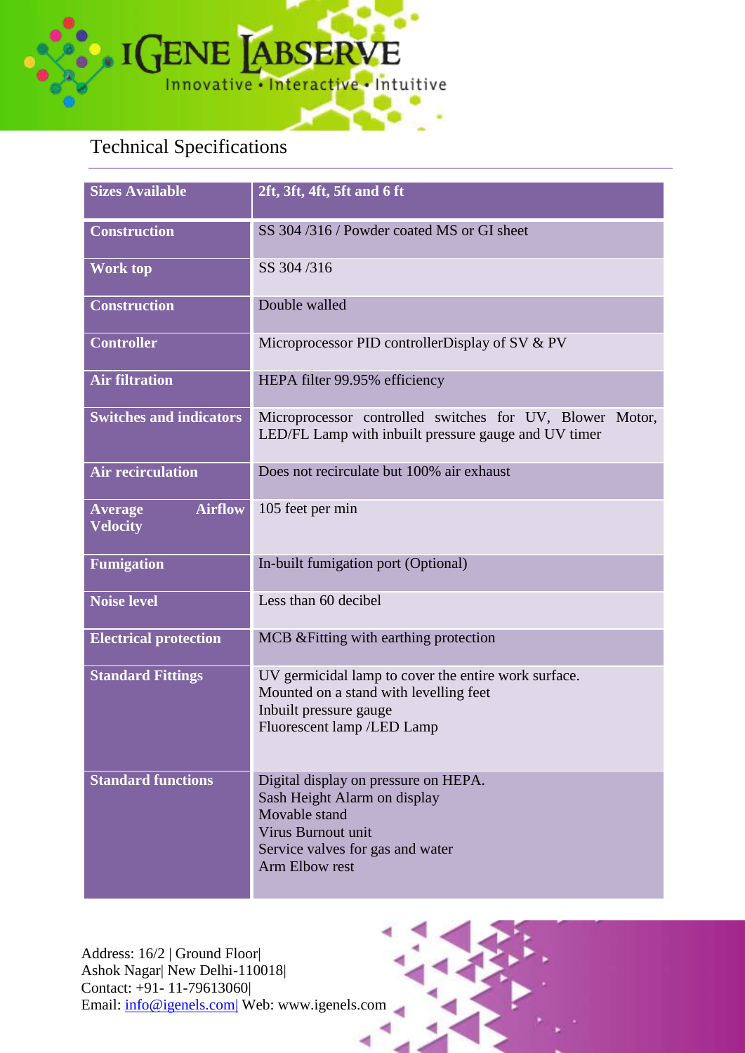## Technical Specifications

| Sizes Available | 2ft, 3ft, 4ft, 5ft and 6 ft |
|---|---|
| Construction | SS 304 /316 / Powder coated MS or GI sheet |
| Work top | SS 304 /316 |
| Construction | Double walled |
| Controller | Microprocessor PID controllerDisplay of SV & PV |
| Air filtration | HEPA filter 99.95% efficiency |
| Switches and indicators | Microprocessor controlled switches for UV, Blower Motor, LED/FL Lamp with inbuilt pressure gauge and UV timer |
| Air recirculation | Does not recirculate but 100% air exhaust |
| Average Airflow Velocity | 105 feet per min |
| Fumigation | In-built fumigation port (Optional) |
| Noise level | Less than 60 decibel |
| Electrical protection | MCB &Fitting with earthing protection |
| Standard Fittings | UV germicidal lamp to cover the entire work surface.<br>Mounted on a stand with levelling feet<br>Inbuilt pressure gauge<br>Fluorescent lamp /LED Lamp |
| Standard functions | Digital display on pressure on HEPA.<br>Sash Height Alarm on display<br>Movable stand<br>Virus Burnout unit<br>Service valves for gas and water<br>Arm Elbow rest |

Address: 16/2 | Ground Floor|
Ashok Nagar| New Delhi-110018|
Contact: +91- 11-79613060|
Email: info@igenels.com| Web: www.igenels.com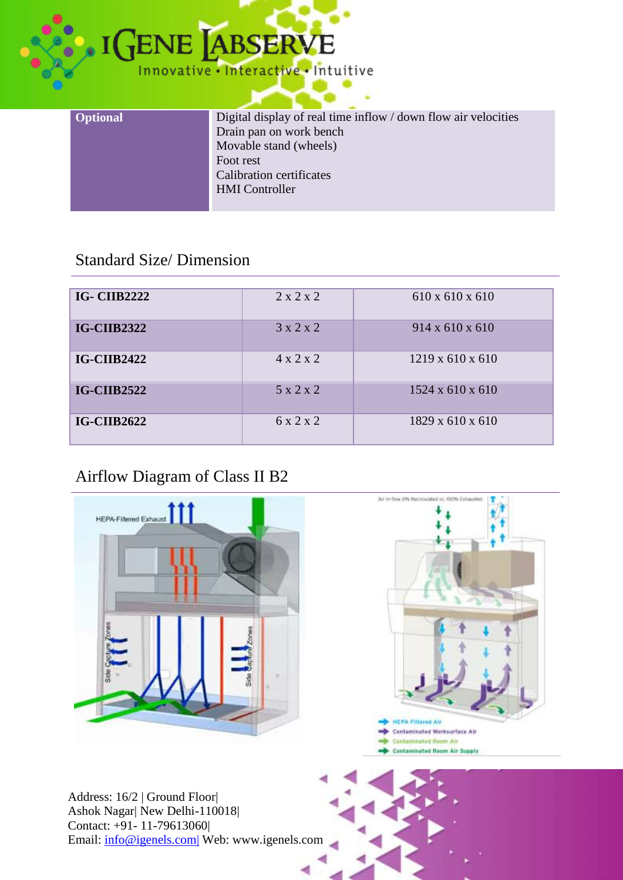| | |
|---|---|
| **Optional** | Digital display of real time inflow / down flow air velocities<br>Drain pan on work bench<br>Movable stand (wheels)<br>Foot rest<br>Calibration certificates<br>HMI Controller |

## Standard Size/ Dimension

| | | |
|---|---|---|
| **IG- CIIB2222** | 2 x 2 x 2 | 610 x 610 x 610 |
| **IG-CIIB2322** | 3 x 2 x 2 | 914 x 610 x 610 |
| **IG-CIIB2422** | 4 x 2 x 2 | 1219 x 610 x 610 |
| **IG-CIIB2522** | 5 x 2 x 2 | 1524 x 610 x 610 |
| **IG-CIIB2622** | 6 x 2 x 2 | 1829 x 610 x 610 |

## Airflow Diagram of Class II B2

HEPA-Filtered Exhaust

Side Capture Zones

Side Capture Zones

Air in-flow 0% Recirculated vs. 100% Exhausted

HEPA Filtered Air

Contaminated Worksurface Air

Contaminated Room Air

Contaminated Room Air Supply

Address: 16/2 | Ground Floor|
Ashok Nagar| New Delhi-110018|
Contact: +91- 11-79613060|
Email: info@igenels.com| Web: www.igenels.com